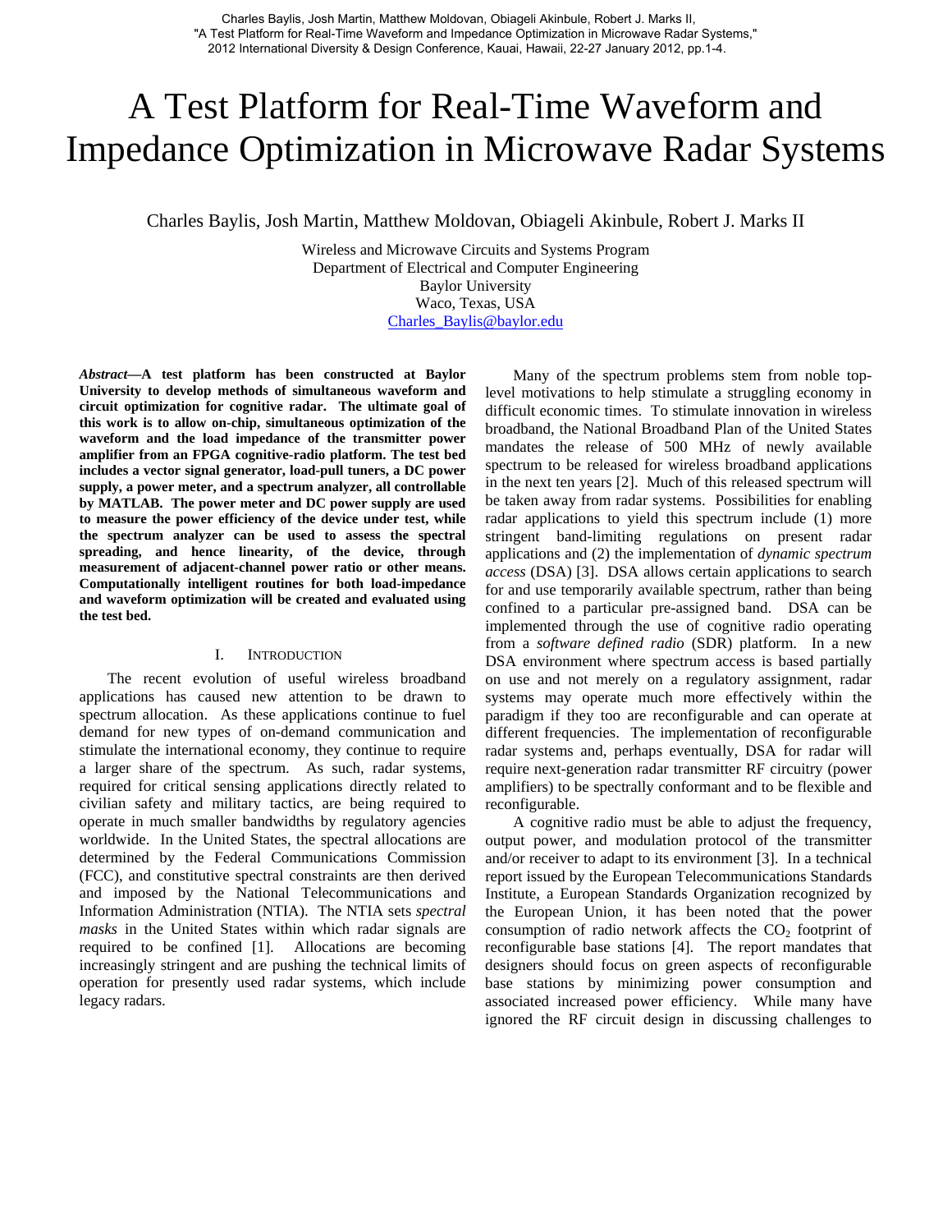Charles Baylis, Josh Martin, Matthew Moldovan, Obiageli Akinbule, Robert J. Marks II, "A Test Platform for Real-Time Waveform and Impedance Optimization in Microwave Radar Systems," 2012 International Diversity & Design Conference, Kauai, Hawaii, 22-27 January 2012, pp.1-4.

# A Test Platform for Real-Time Waveform and Impedance Optimization in Microwave Radar Systems

Charles Baylis, Josh Martin, Matthew Moldovan, Obiageli Akinbule, Robert J. Marks II

Wireless and Microwave Circuits and Systems Program
Department of Electrical and Computer Engineering
Baylor University
Waco, Texas, USA
Charles_Baylis@baylor.edu

***Abstract*—A test platform has been constructed at Baylor University to develop methods of simultaneous waveform and circuit optimization for cognitive radar. The ultimate goal of this work is to allow on-chip, simultaneous optimization of the waveform and the load impedance of the transmitter power amplifier from an FPGA cognitive-radio platform. The test bed includes a vector signal generator, load-pull tuners, a DC power supply, a power meter, and a spectrum analyzer, all controllable by MATLAB. The power meter and DC power supply are used to measure the power efficiency of the device under test, while the spectrum analyzer can be used to assess the spectral spreading, and hence linearity, of the device, through measurement of adjacent-channel power ratio or other means. Computationally intelligent routines for both load-impedance and waveform optimization will be created and evaluated using the test bed.**

## I. INTRODUCTION

The recent evolution of useful wireless broadband applications has caused new attention to be drawn to spectrum allocation. As these applications continue to fuel demand for new types of on-demand communication and stimulate the international economy, they continue to require a larger share of the spectrum. As such, radar systems, required for critical sensing applications directly related to civilian safety and military tactics, are being required to operate in much smaller bandwidths by regulatory agencies worldwide. In the United States, the spectral allocations are determined by the Federal Communications Commission (FCC), and constitutive spectral constraints are then derived and imposed by the National Telecommunications and Information Administration (NTIA). The NTIA sets *spectral masks* in the United States within which radar signals are required to be confined [1]. Allocations are becoming increasingly stringent and are pushing the technical limits of operation for presently used radar systems, which include legacy radars.

Many of the spectrum problems stem from noble top-level motivations to help stimulate a struggling economy in difficult economic times. To stimulate innovation in wireless broadband, the National Broadband Plan of the United States mandates the release of 500 MHz of newly available spectrum to be released for wireless broadband applications in the next ten years [2]. Much of this released spectrum will be taken away from radar systems. Possibilities for enabling radar applications to yield this spectrum include (1) more stringent band-limiting regulations on present radar applications and (2) the implementation of *dynamic spectrum access* (DSA) [3]. DSA allows certain applications to search for and use temporarily available spectrum, rather than being confined to a particular pre-assigned band. DSA can be implemented through the use of cognitive radio operating from a *software defined radio* (SDR) platform. In a new DSA environment where spectrum access is based partially on use and not merely on a regulatory assignment, radar systems may operate much more effectively within the paradigm if they too are reconfigurable and can operate at different frequencies. The implementation of reconfigurable radar systems and, perhaps eventually, DSA for radar will require next-generation radar transmitter RF circuitry (power amplifiers) to be spectrally conformant and to be flexible and reconfigurable.

A cognitive radio must be able to adjust the frequency, output power, and modulation protocol of the transmitter and/or receiver to adapt to its environment [3]. In a technical report issued by the European Telecommunications Standards Institute, a European Standards Organization recognized by the European Union, it has been noted that the power consumption of radio network affects the $CO_2$ footprint of reconfigurable base stations [4]. The report mandates that designers should focus on green aspects of reconfigurable base stations by minimizing power consumption and associated increased power efficiency. While many have ignored the RF circuit design in discussing challenges to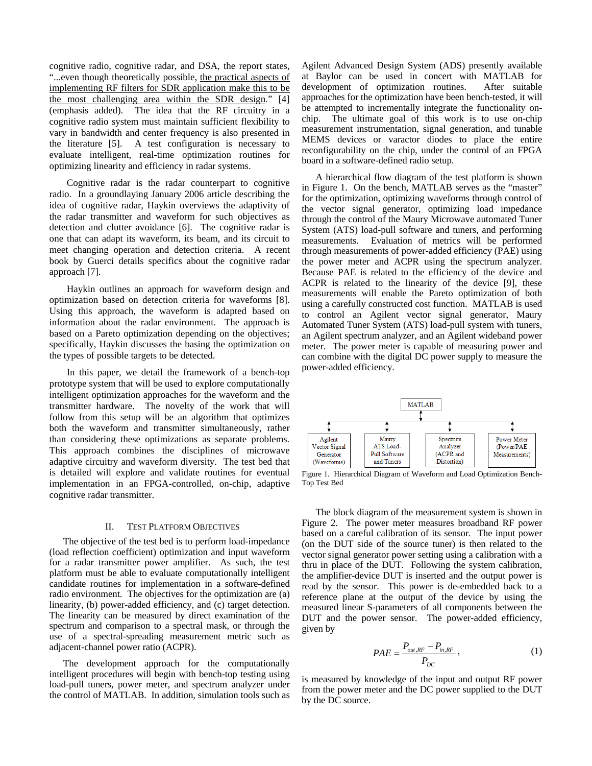cognitive radio, cognitive radar, and DSA, the report states, "...even though theoretically possible, the practical aspects of implementing RF filters for SDR application make this to be the most challenging area within the SDR design." [4] (emphasis added). The idea that the RF circuitry in a cognitive radio system must maintain sufficient flexibility to vary in bandwidth and center frequency is also presented in the literature [5]. A test configuration is necessary to evaluate intelligent, real-time optimization routines for optimizing linearity and efficiency in radar systems.

Cognitive radar is the radar counterpart to cognitive radio. In a groundlaying January 2006 article describing the idea of cognitive radar, Haykin overviews the adaptivity of the radar transmitter and waveform for such objectives as detection and clutter avoidance [6]. The cognitive radar is one that can adapt its waveform, its beam, and its circuit to meet changing operation and detection criteria. A recent book by Guerci details specifics about the cognitive radar approach [7].

Haykin outlines an approach for waveform design and optimization based on detection criteria for waveforms [8]. Using this approach, the waveform is adapted based on information about the radar environment. The approach is based on a Pareto optimization depending on the objectives; specifically, Haykin discusses the basing the optimization on the types of possible targets to be detected.

In this paper, we detail the framework of a bench-top prototype system that will be used to explore computationally intelligent optimization approaches for the waveform and the transmitter hardware. The novelty of the work that will follow from this setup will be an algorithm that optimizes both the waveform and transmitter simultaneously, rather than considering these optimizations as separate problems. This approach combines the disciplines of microwave adaptive circuitry and waveform diversity. The test bed that is detailed will explore and validate routines for eventual implementation in an FPGA-controlled, on-chip, adaptive cognitive radar transmitter.

## II. Test Platform Objectives

The objective of the test bed is to perform load-impedance (load reflection coefficient) optimization and input waveform for a radar transmitter power amplifier. As such, the test platform must be able to evaluate computationally intelligent candidate routines for implementation in a software-defined radio environment. The objectives for the optimization are (a) linearity, (b) power-added efficiency, and (c) target detection. The linearity can be measured by direct examination of the spectrum and comparison to a spectral mask, or through the use of a spectral-spreading measurement metric such as adjacent-channel power ratio (ACPR).

The development approach for the computationally intelligent procedures will begin with bench-top testing using load-pull tuners, power meter, and spectrum analyzer under the control of MATLAB. In addition, simulation tools such as Agilent Advanced Design System (ADS) presently available at Baylor can be used in concert with MATLAB for development of optimization routines. After suitable approaches for the optimization have been bench-tested, it will be attempted to incrementally integrate the functionality on-chip. The ultimate goal of this work is to use on-chip measurement instrumentation, signal generation, and tunable MEMS devices or varactor diodes to place the entire reconfigurability on the chip, under the control of an FPGA board in a software-defined radio setup.

A hierarchical flow diagram of the test platform is shown in Figure 1. On the bench, MATLAB serves as the "master" for the optimization, optimizing waveforms through control of the vector signal generator, optimizing load impedance through the control of the Maury Microwave automated Tuner System (ATS) load-pull software and tuners, and performing measurements. Evaluation of metrics will be performed through measurements of power-added efficiency (PAE) using the power meter and ACPR using the spectrum analyzer. Because PAE is related to the efficiency of the device and ACPR is related to the linearity of the device [9], these measurements will enable the Pareto optimization of both using a carefully constructed cost function. MATLAB is used to control an Agilent vector signal generator, Maury Automated Tuner System (ATS) load-pull system with tuners, an Agilent spectrum analyzer, and an Agilent wideband power meter. The power meter is capable of measuring power and can combine with the digital DC power supply to measure the power-added efficiency.

Figure 1. Hierarchical Diagram of Waveform and Load Optimization Bench-Top Test Bed

The block diagram of the measurement system is shown in Figure 2. The power meter measures broadband RF power based on a careful calibration of its sensor. The input power (on the DUT side of the source tuner) is then related to the vector signal generator power setting using a calibration with a thru in place of the DUT. Following the system calibration, the amplifier-device DUT is inserted and the output power is read by the sensor. This power is de-embedded back to a reference plane at the output of the device by using the measured linear S-parameters of all components between the DUT and the power sensor. The power-added efficiency, given by

$$PAE = \frac{P_{out,RF} - P_{in,RF}}{P_{DC}}, \tag{1}$$

is measured by knowledge of the input and output RF power from the power meter and the DC power supplied to the DUT by the DC source.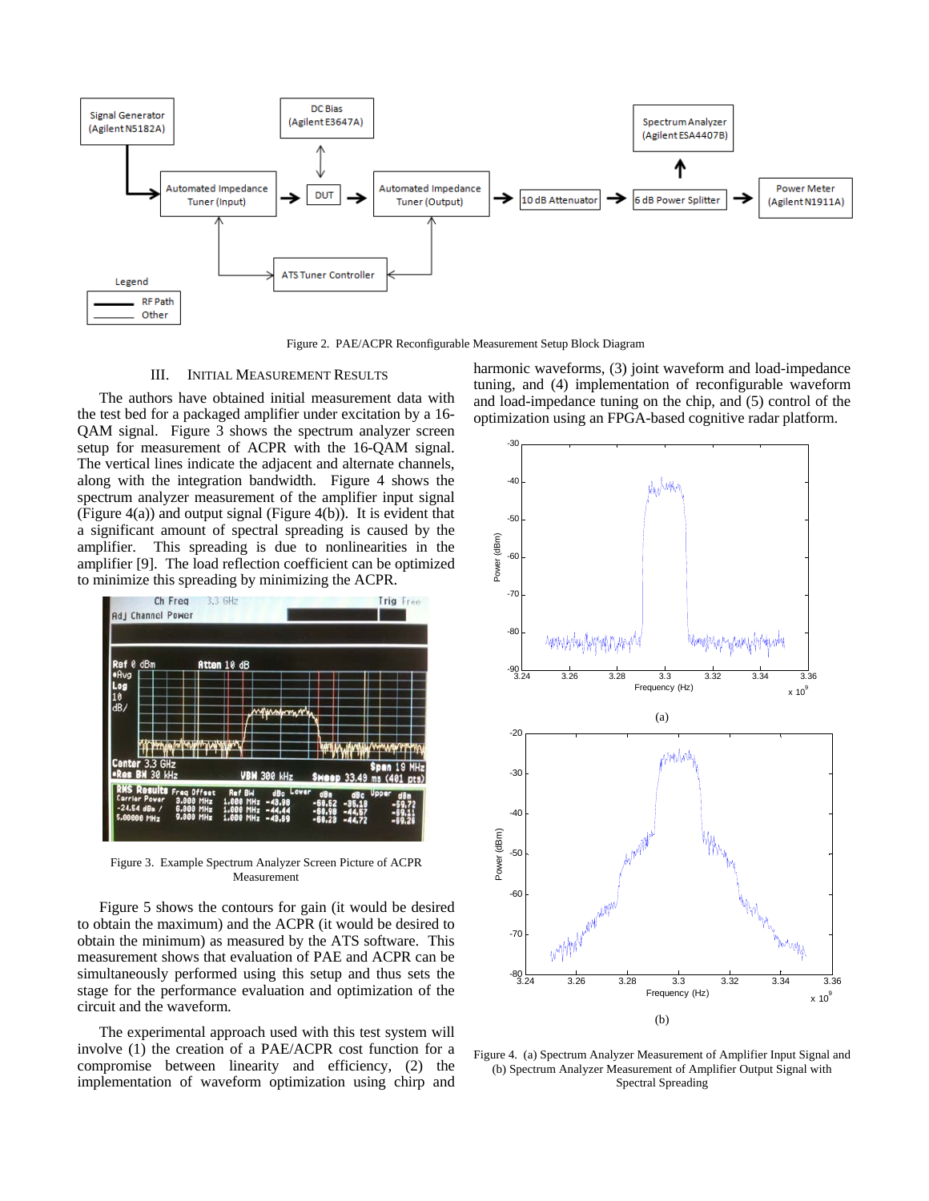Figure 2. PAE/ACPR Reconfigurable Measurement Setup Block Diagram

## III. Initial Measurement Results

The authors have obtained initial measurement data with the test bed for a packaged amplifier under excitation by a 16-QAM signal. Figure 3 shows the spectrum analyzer screen setup for measurement of ACPR with the 16-QAM signal. The vertical lines indicate the adjacent and alternate channels, along with the integration bandwidth. Figure 4 shows the spectrum analyzer measurement of the amplifier input signal (Figure 4(a)) and output signal (Figure 4(b)). It is evident that a significant amount of spectral spreading is caused by the amplifier. This spreading is due to nonlinearities in the amplifier [9]. The load reflection coefficient can be optimized to minimize this spreading by minimizing the ACPR.

Figure 3. Example Spectrum Analyzer Screen Picture of ACPR Measurement

Figure 5 shows the contours for gain (it would be desired to obtain the maximum) and the ACPR (it would be desired to obtain the minimum) as measured by the ATS software. This measurement shows that evaluation of PAE and ACPR can be simultaneously performed using this setup and thus sets the stage for the performance evaluation and optimization of the circuit and the waveform.

The experimental approach used with this test system will involve (1) the creation of a PAE/ACPR cost function for a compromise between linearity and efficiency, (2) the implementation of waveform optimization using chirp and harmonic waveforms, (3) joint waveform and load-impedance tuning, and (4) implementation of reconfigurable waveform and load-impedance tuning on the chip, and (5) control of the optimization using an FPGA-based cognitive radar platform.

(a)

(b)

Figure 4. (a) Spectrum Analyzer Measurement of Amplifier Input Signal and (b) Spectrum Analyzer Measurement of Amplifier Output Signal with Spectral Spreading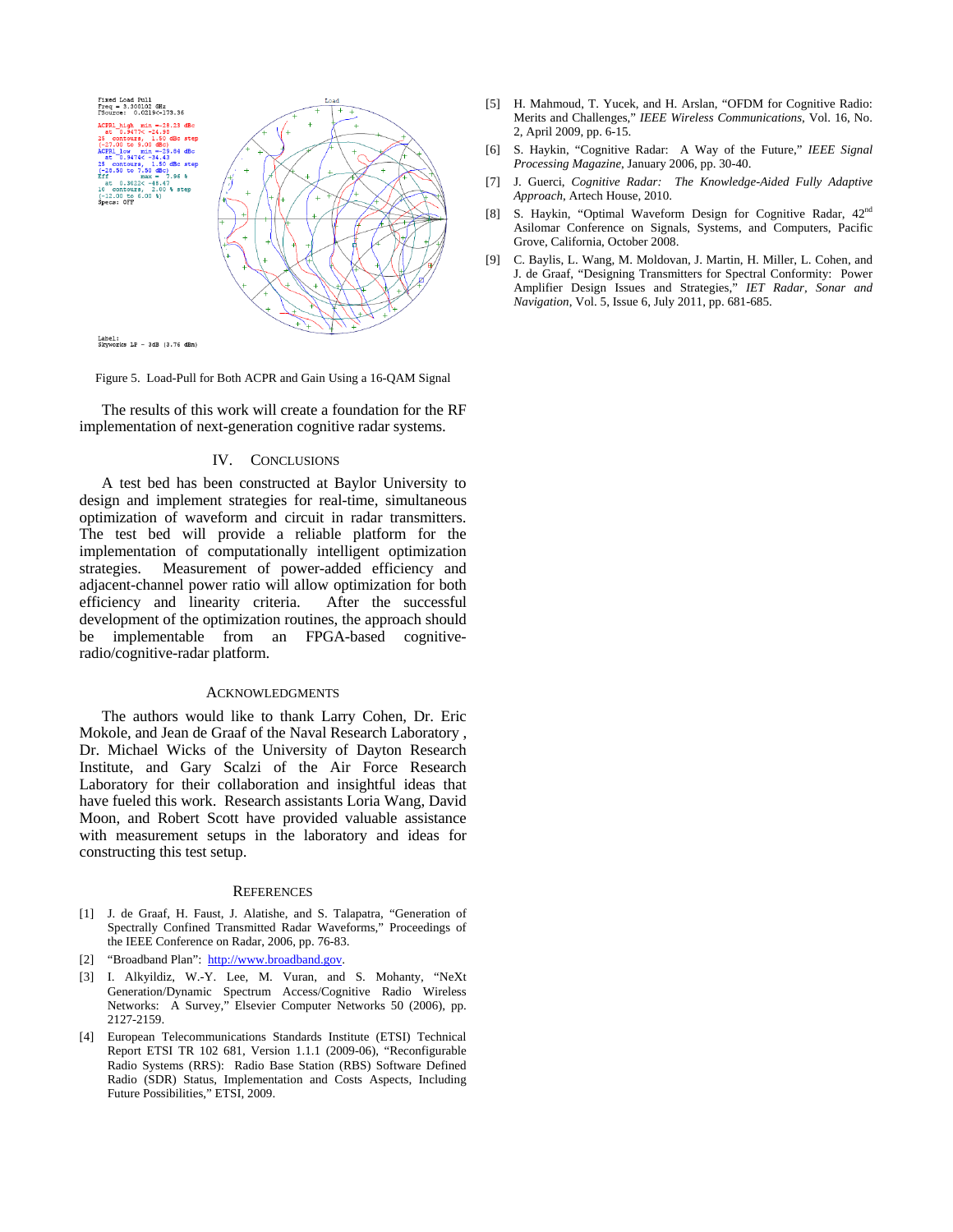Fixed Load Pull
Freq = 3.300102 GHz
ΓSource: 0.0219<-173.36

ACPR1_high min =-28.23 dBc
at 0.9477< -24.90
25 contours, 1.50 dBc step
(-27.00 to 9.00 dBc)
ACPR1_low min =-29.84 dBc
at 0.9474< -34.43
25 contours, 1.50 dBc step
(-28.50 to 7.50 dBc)
Eff max = 7.96 %
at 0.3022< -48.47
10 contours, 2.00 % step
(-12.00 to 6.00 %)
Specs: OFF

Load

Label:
Skyworks LF - 3dB (3.76 dBm)

Figure 5. Load-Pull for Both ACPR and Gain Using a 16-QAM Signal

The results of this work will create a foundation for the RF implementation of next-generation cognitive radar systems.

## IV. Conclusions

A test bed has been constructed at Baylor University to design and implement strategies for real-time, simultaneous optimization of waveform and circuit in radar transmitters. The test bed will provide a reliable platform for the implementation of computationally intelligent optimization strategies. Measurement of power-added efficiency and adjacent-channel power ratio will allow optimization for both efficiency and linearity criteria. After the successful development of the optimization routines, the approach should be implementable from an FPGA-based cognitive-radio/cognitive-radar platform.

## Acknowledgments

The authors would like to thank Larry Cohen, Dr. Eric Mokole, and Jean de Graaf of the Naval Research Laboratory , Dr. Michael Wicks of the University of Dayton Research Institute, and Gary Scalzi of the Air Force Research Laboratory for their collaboration and insightful ideas that have fueled this work. Research assistants Loria Wang, David Moon, and Robert Scott have provided valuable assistance with measurement setups in the laboratory and ideas for constructing this test setup.

## References

[1] J. de Graaf, H. Faust, J. Alatishe, and S. Talapatra, "Generation of Spectrally Confined Transmitted Radar Waveforms," Proceedings of the IEEE Conference on Radar, 2006, pp. 76-83.

[2] "Broadband Plan": http://www.broadband.gov.

[3] I. Alkyildiz, W.-Y. Lee, M. Vuran, and S. Mohanty, "NeXt Generation/Dynamic Spectrum Access/Cognitive Radio Wireless Networks: A Survey," Elsevier Computer Networks 50 (2006), pp. 2127-2159.

[4] European Telecommunications Standards Institute (ETSI) Technical Report ETSI TR 102 681, Version 1.1.1 (2009-06), "Reconfigurable Radio Systems (RRS): Radio Base Station (RBS) Software Defined Radio (SDR) Status, Implementation and Costs Aspects, Including Future Possibilities," ETSI, 2009.

[5] H. Mahmoud, T. Yucek, and H. Arslan, "OFDM for Cognitive Radio: Merits and Challenges," *IEEE Wireless Communications*, Vol. 16, No. 2, April 2009, pp. 6-15.

[6] S. Haykin, "Cognitive Radar: A Way of the Future," *IEEE Signal Processing Magazine*, January 2006, pp. 30-40.

[7] J. Guerci, *Cognitive Radar: The Knowledge-Aided Fully Adaptive Approach*, Artech House, 2010.

[8] S. Haykin, "Optimal Waveform Design for Cognitive Radar, 42nd Asilomar Conference on Signals, Systems, and Computers, Pacific Grove, California, October 2008.

[9] C. Baylis, L. Wang, M. Moldovan, J. Martin, H. Miller, L. Cohen, and J. de Graaf, "Designing Transmitters for Spectral Conformity: Power Amplifier Design Issues and Strategies," *IET Radar, Sonar and Navigation*, Vol. 5, Issue 6, July 2011, pp. 681-685.